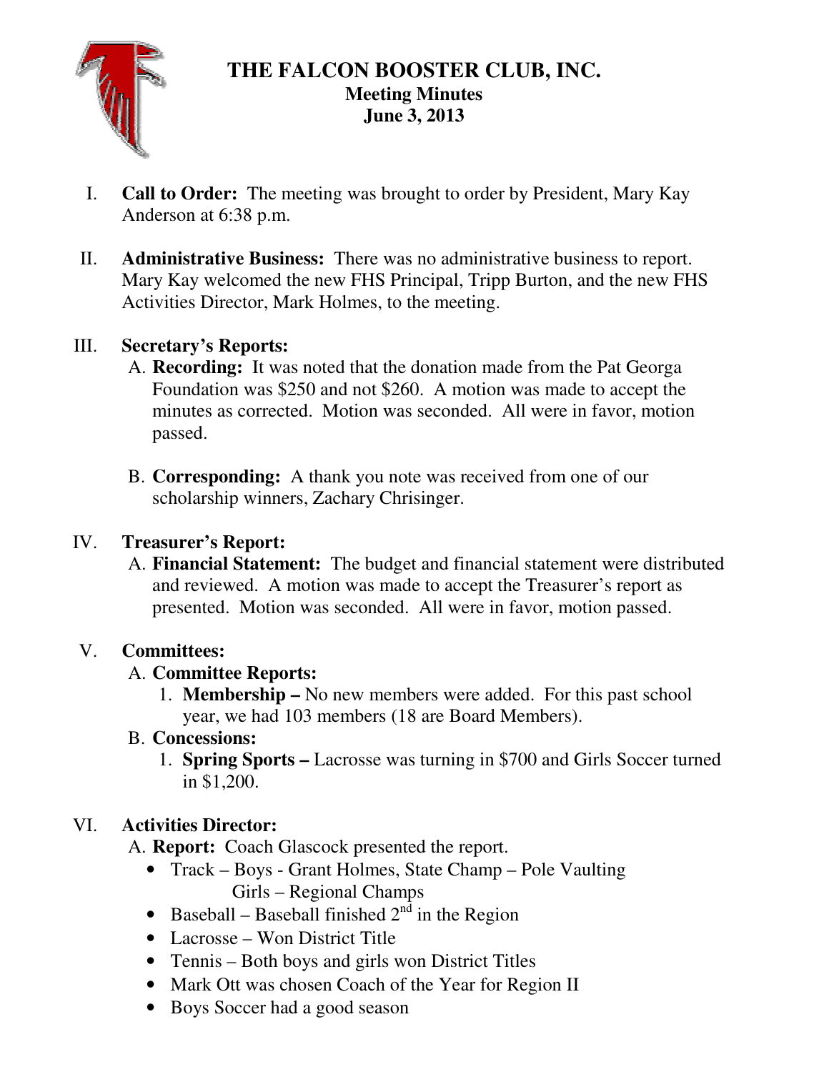# THE FALCON BOOSTER CLUB, INC.

## Meeting Minutes

## June 3, 2013

I. **Call to Order:** The meeting was brought to order by President, Mary Kay Anderson at 6:38 p.m.

II. **Administrative Business:** There was no administrative business to report. Mary Kay welcomed the new FHS Principal, Tripp Burton, and the new FHS Activities Director, Mark Holmes, to the meeting.

III. **Secretary's Reports:**

   A. **Recording:** It was noted that the donation made from the Pat Georga Foundation was $250 and not $260. A motion was made to accept the minutes as corrected. Motion was seconded. All were in favor, motion passed.

   B. **Corresponding:** A thank you note was received from one of our scholarship winners, Zachary Chrisinger.

IV. **Treasurer's Report:**

   A. **Financial Statement:** The budget and financial statement were distributed and reviewed. A motion was made to accept the Treasurer's report as presented. Motion was seconded. All were in favor, motion passed.

V. **Committees:**

   A. **Committee Reports:**

      1. **Membership –** No new members were added. For this past school year, we had 103 members (18 are Board Members).

   B. **Concessions:**

      1. **Spring Sports –** Lacrosse was turning in $700 and Girls Soccer turned in $1,200.

VI. **Activities Director:**

   A. **Report:** Coach Glascock presented the report.

   - Track – Boys - Grant Holmes, State Champ – Pole Vaulting
     Girls – Regional Champs
   - Baseball – Baseball finished 2nd in the Region
   - Lacrosse – Won District Title
   - Tennis – Both boys and girls won District Titles
   - Mark Ott was chosen Coach of the Year for Region II
   - Boys Soccer had a good season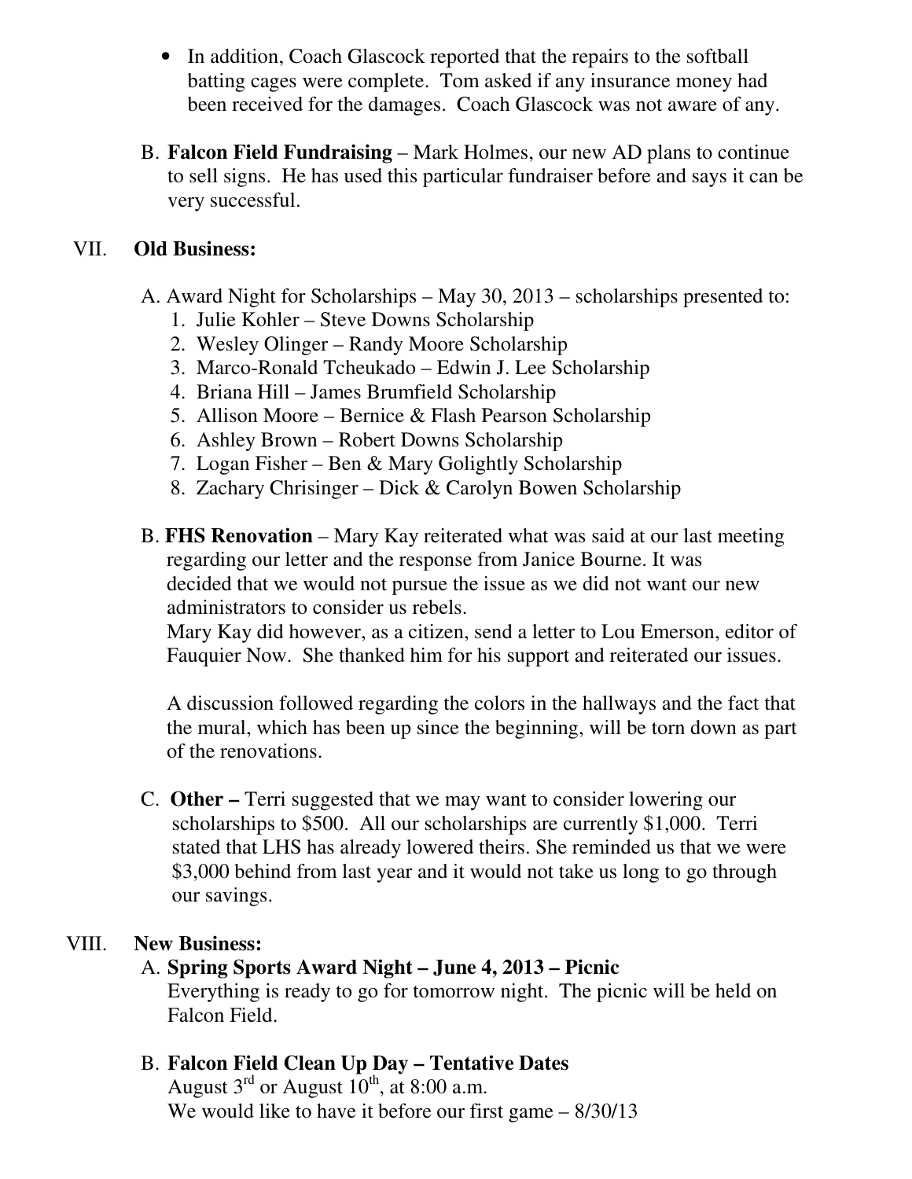- In addition, Coach Glascock reported that the repairs to the softball batting cages were complete. Tom asked if any insurance money had been received for the damages. Coach Glascock was not aware of any.

B. **Falcon Field Fundraising** – Mark Holmes, our new AD plans to continue to sell signs. He has used this particular fundraiser before and says it can be very successful.

VII. **Old Business:**

A. Award Night for Scholarships – May 30, 2013 – scholarships presented to:

1. Julie Kohler – Steve Downs Scholarship
2. Wesley Olinger – Randy Moore Scholarship
3. Marco-Ronald Tcheukado – Edwin J. Lee Scholarship
4. Briana Hill – James Brumfield Scholarship
5. Allison Moore – Bernice & Flash Pearson Scholarship
6. Ashley Brown – Robert Downs Scholarship
7. Logan Fisher – Ben & Mary Golightly Scholarship
8. Zachary Chrisinger – Dick & Carolyn Bowen Scholarship

B. **FHS Renovation** – Mary Kay reiterated what was said at our last meeting regarding our letter and the response from Janice Bourne. It was decided that we would not pursue the issue as we did not want our new administrators to consider us rebels.
Mary Kay did however, as a citizen, send a letter to Lou Emerson, editor of Fauquier Now. She thanked him for his support and reiterated our issues.

A discussion followed regarding the colors in the hallways and the fact that the mural, which has been up since the beginning, will be torn down as part of the renovations.

C. **Other –** Terri suggested that we may want to consider lowering our scholarships to $500. All our scholarships are currently $1,000. Terri stated that LHS has already lowered theirs. She reminded us that we were $3,000 behind from last year and it would not take us long to go through our savings.

VIII. **New Business:**

A. **Spring Sports Award Night – June 4, 2013 – Picnic**
Everything is ready to go for tomorrow night. The picnic will be held on Falcon Field.

B. **Falcon Field Clean Up Day – Tentative Dates**
August 3rd or August 10th, at 8:00 a.m.
We would like to have it before our first game – 8/30/13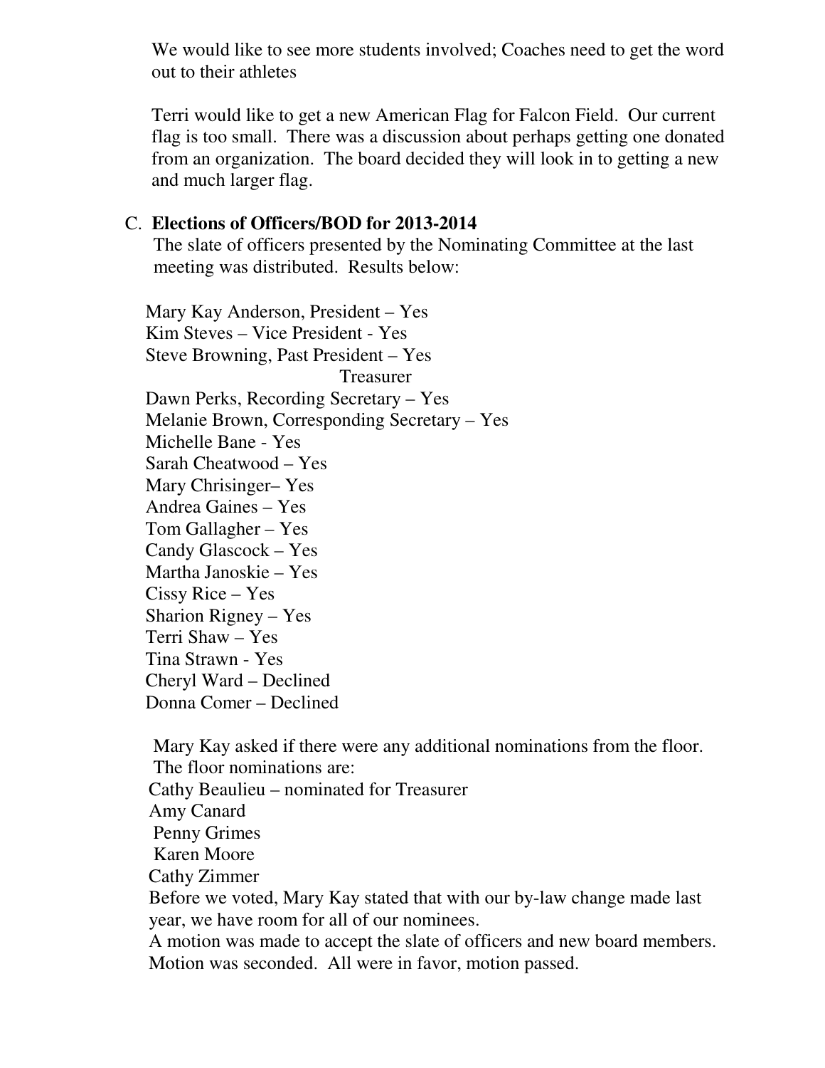We would like to see more students involved; Coaches need to get the word out to their athletes

Terri would like to get a new American Flag for Falcon Field. Our current flag is too small. There was a discussion about perhaps getting one donated from an organization. The board decided they will look in to getting a new and much larger flag.

C. **Elections of Officers/BOD for 2013-2014**

The slate of officers presented by the Nominating Committee at the last meeting was distributed. Results below:

Mary Kay Anderson, President – Yes
Kim Steves – Vice President - Yes
Steve Browning, Past President – Yes
Treasurer
Dawn Perks, Recording Secretary – Yes
Melanie Brown, Corresponding Secretary – Yes
Michelle Bane - Yes
Sarah Cheatwood – Yes
Mary Chrisinger– Yes
Andrea Gaines – Yes
Tom Gallagher – Yes
Candy Glascock – Yes
Martha Janoskie – Yes
Cissy Rice – Yes
Sharion Rigney – Yes
Terri Shaw – Yes
Tina Strawn - Yes
Cheryl Ward – Declined
Donna Comer – Declined

Mary Kay asked if there were any additional nominations from the floor. The floor nominations are:
Cathy Beaulieu – nominated for Treasurer
Amy Canard
Penny Grimes
Karen Moore
Cathy Zimmer

Before we voted, Mary Kay stated that with our by-law change made last year, we have room for all of our nominees.
A motion was made to accept the slate of officers and new board members. Motion was seconded. All were in favor, motion passed.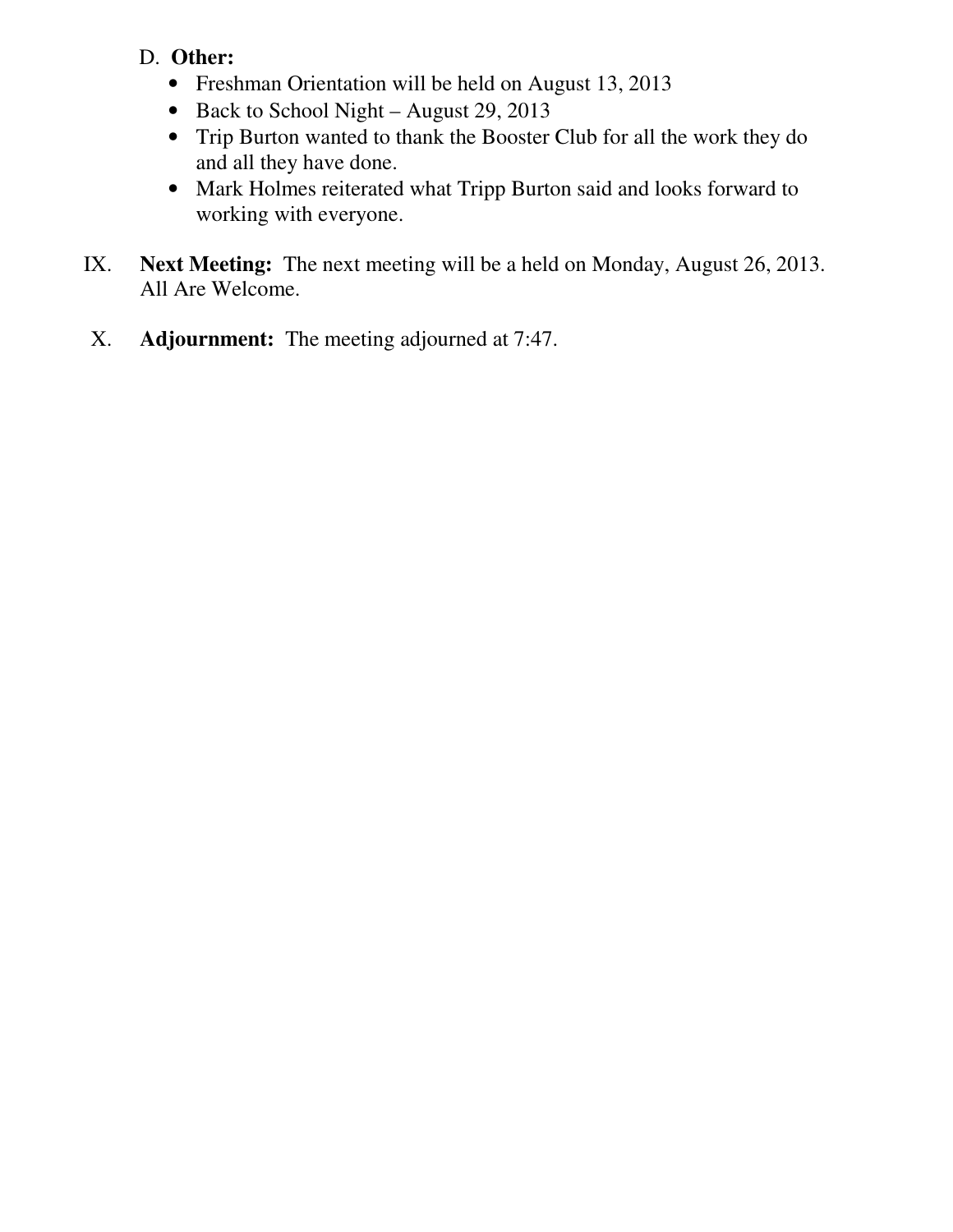D. **Other:**

- Freshman Orientation will be held on August 13, 2013
- Back to School Night – August 29, 2013
- Trip Burton wanted to thank the Booster Club for all the work they do and all they have done.
- Mark Holmes reiterated what Tripp Burton said and looks forward to working with everyone.

IX. **Next Meeting:** The next meeting will be a held on Monday, August 26, 2013. All Are Welcome.

X. **Adjournment:** The meeting adjourned at 7:47.